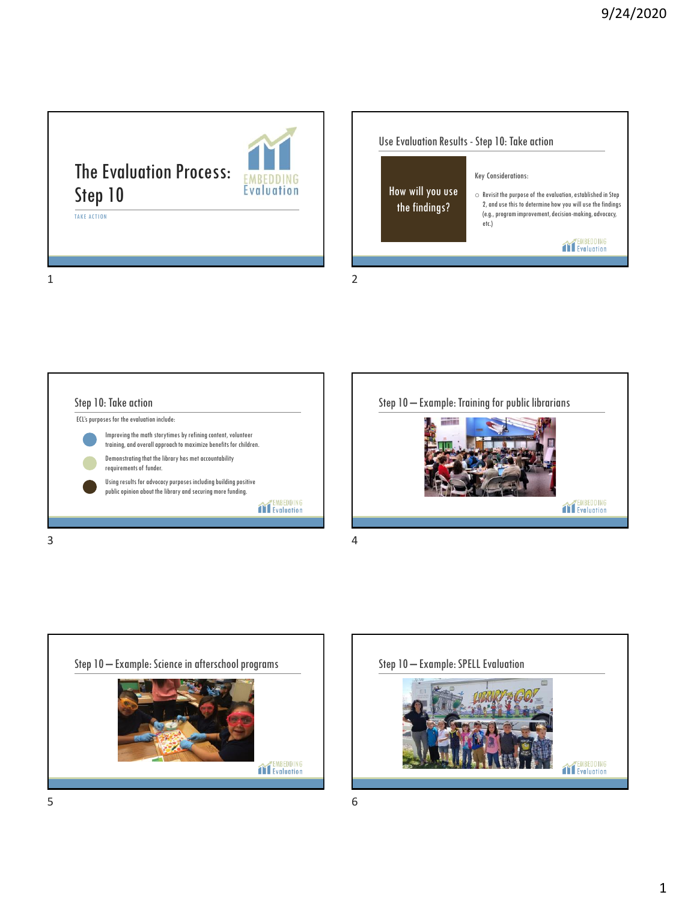# The Evaluation Process: Step 10

TAKE ACTION

EMBEDDING Evaluation

## Use Evaluation Results - Step 10: Take action

**How will you use the findings?**

Key Considerations:

- Revisit the purpose of the evaluation, established in Step 2, and use this to determine how you will use the findings (e.g., program improvement, decision-making, advocacy, etc.)

## Step 10: Take action

ECL's purposes for the evaluation include:

- Improving the math storytimes by refining content, volunteer training, and overall approach to maximize benefits for children.
- Demonstrating that the library has met accountability requirements of funder.
- Using results for advocacy purposes including building positive public opinion about the library and securing more funding.

## Step 10 – Example: Training for public librarians

## Step 10 – Example: Science in afterschool programs

## Step 10 – Example: SPELL Evaluation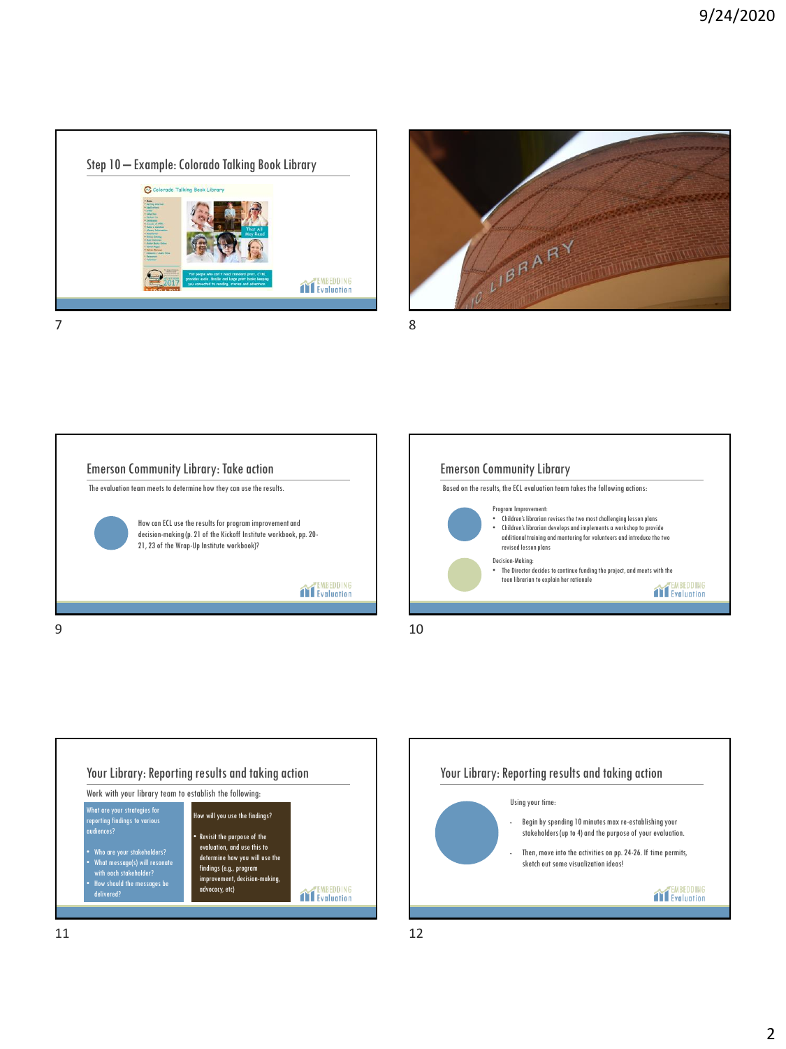## Step 10 – Example: Colorado Talking Book Library

Colorado Talking Book Library

That All May Read

For people who can't read standard print, CTBL provides audio, Braille and large print books keeping you connected to reading, stories and adventure.

EMBEDDING Evaluation

## Emerson Community Library: Take action

The evaluation team meets to determine how they can use the results.

How can ECL use the results for program improvement and decision-making (p. 21 of the Kickoff Institute workbook, pp. 20-21, 23 of the Wrap-Up Institute workbook)?

EMBEDDING Evaluation

## Emerson Community Library

Based on the results, the ECL evaluation team takes the following actions:

Program Improvement:

- Children's librarian revises the two most challenging lesson plans
- Children's librarian develops and implements a workshop to provide additional training and mentoring for volunteers and introduce the two revised lesson plans

Decision-Making:

- The Director decides to continue funding the project, and meets with the teen librarian to explain her rationale

EMBEDDING Evaluation

## Your Library: Reporting results and taking action

Work with your library team to establish the following:

What are your strategies for reporting findings to various audiences?

- Who are your stakeholders?
- What message(s) will resonate with each stakeholder?
- How should the messages be delivered?

How will you use the findings?

- Revisit the purpose of the evaluation, and use this to determine how you will use the findings (e.g., program improvement, decision-making, advocacy, etc)

EMBEDDING Evaluation

## Your Library: Reporting results and taking action

Using your time:

- Begin by spending 10 minutes max re-establishing your stakeholders (up to 4) and the purpose of your evaluation.
- Then, move into the activities on pp. 24-26. If time permits, sketch out some visualization ideas!

EMBEDDING Evaluation